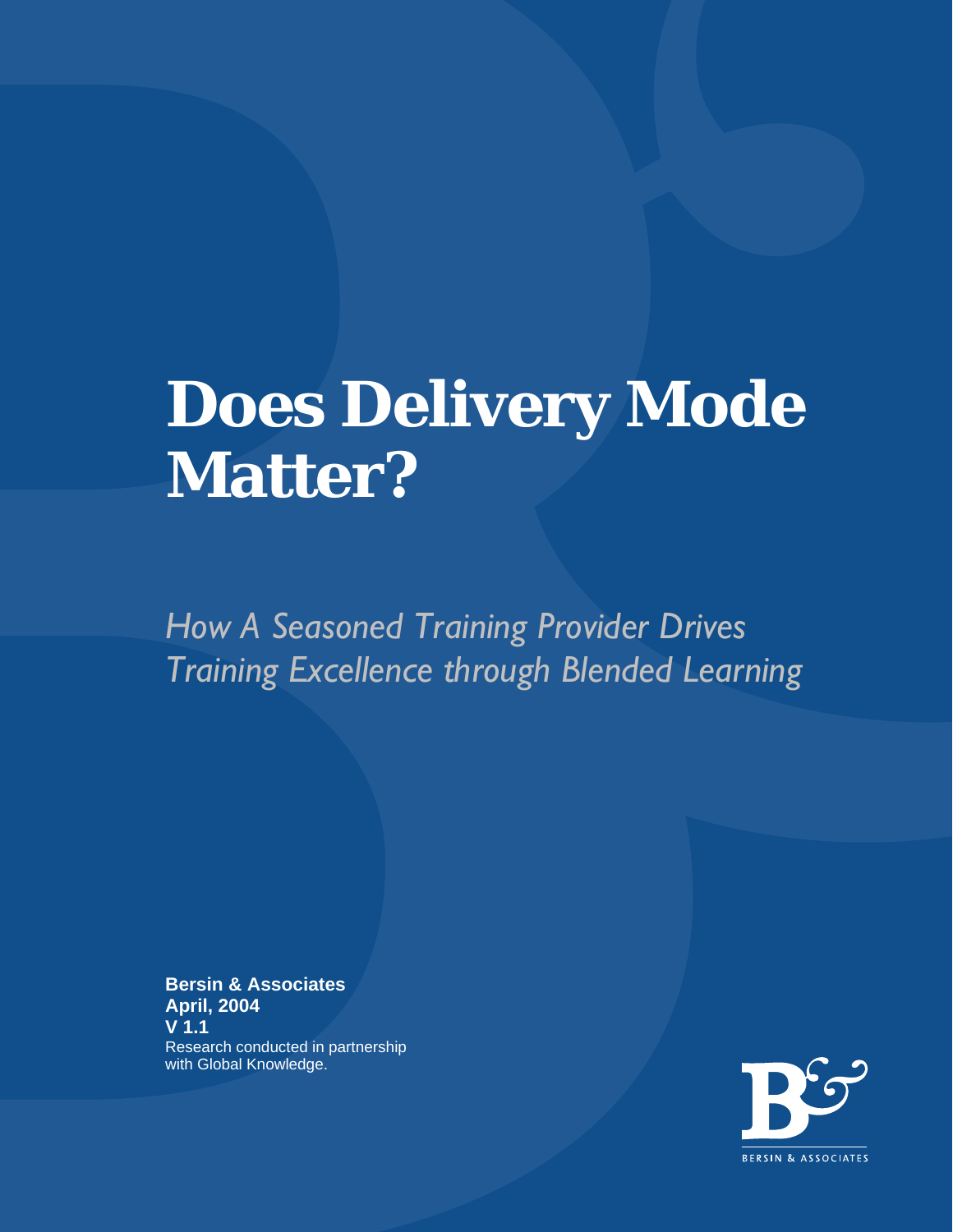# Does Delivery Mode Matter?

*How A Seasoned Training Provider Drives Training Excellence through Blended Learning*

**Bersin & Associates**
**April, 2004**
**V 1.1**
Research conducted in partnership with Global Knowledge.

BERSIN & ASSOCIATES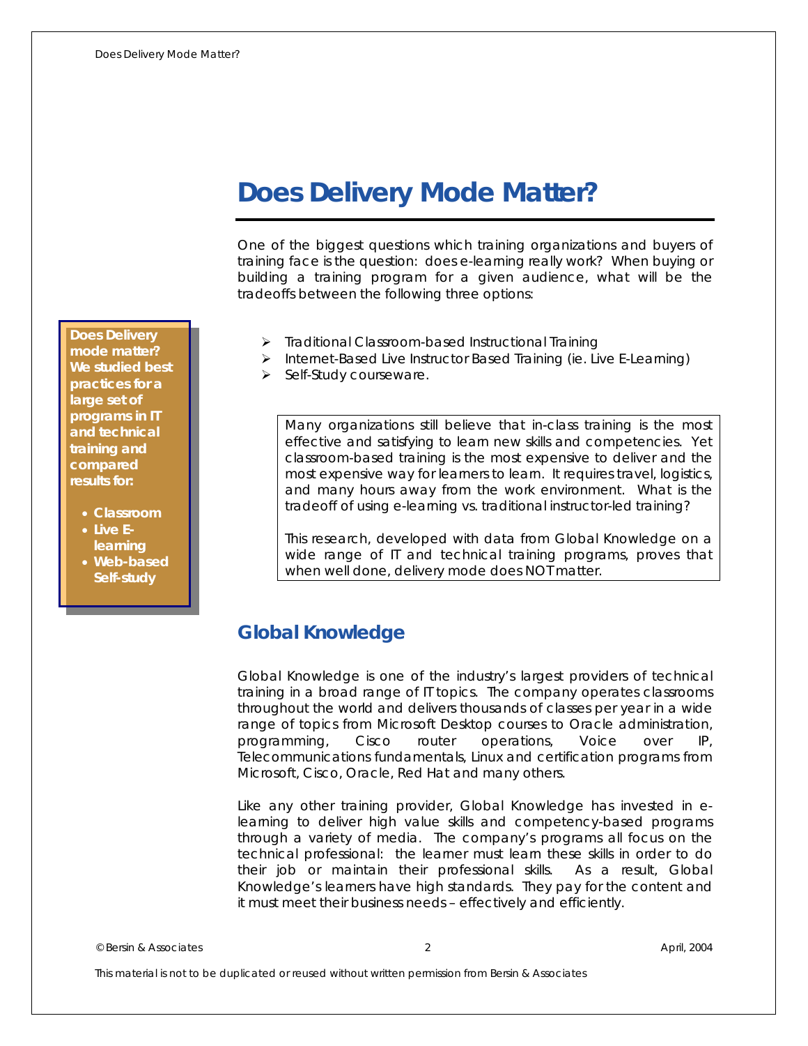# Does Delivery Mode Matter?

One of the biggest questions which training organizations and buyers of training face is the question: does e-learning really work? When buying or building a training program for a given audience, what will be the tradeoffs between the following three options:

**Does Delivery mode matter? We studied best practices for a large set of programs in IT and technical training and compared results for:**

- **Classroom**
- **Live E-learning**
- **Web-based Self-study**

- Traditional Classroom-based Instructional Training
- Internet-Based Live Instructor Based Training (ie. Live E-Learning)
- Self-Study courseware.

Many organizations still believe that in-class training is the most effective and satisfying to learn new skills and competencies. Yet classroom-based training is the most expensive to deliver and the most expensive way for learners to learn. It requires travel, logistics, and many hours away from the work environment. What is the tradeoff of using e-learning vs. traditional instructor-led training?

This research, developed with data from Global Knowledge on a wide range of IT and technical training programs, proves that when well done, delivery mode does NOT matter.

## Global Knowledge

Global Knowledge is one of the industry's largest providers of technical training in a broad range of IT topics. The company operates classrooms throughout the world and delivers thousands of classes per year in a wide range of topics from Microsoft Desktop courses to Oracle administration, programming, Cisco router operations, Voice over IP, Telecommunications fundamentals, Linux and certification programs from Microsoft, Cisco, Oracle, Red Hat and many others.

Like any other training provider, Global Knowledge has invested in e-learning to deliver high value skills and competency-based programs through a variety of media. The company's programs all focus on the technical professional: the learner must learn these skills in order to do their job or maintain their professional skills. As a result, Global Knowledge's learners have high standards. They pay for the content and it must meet their business needs – effectively and efficiently.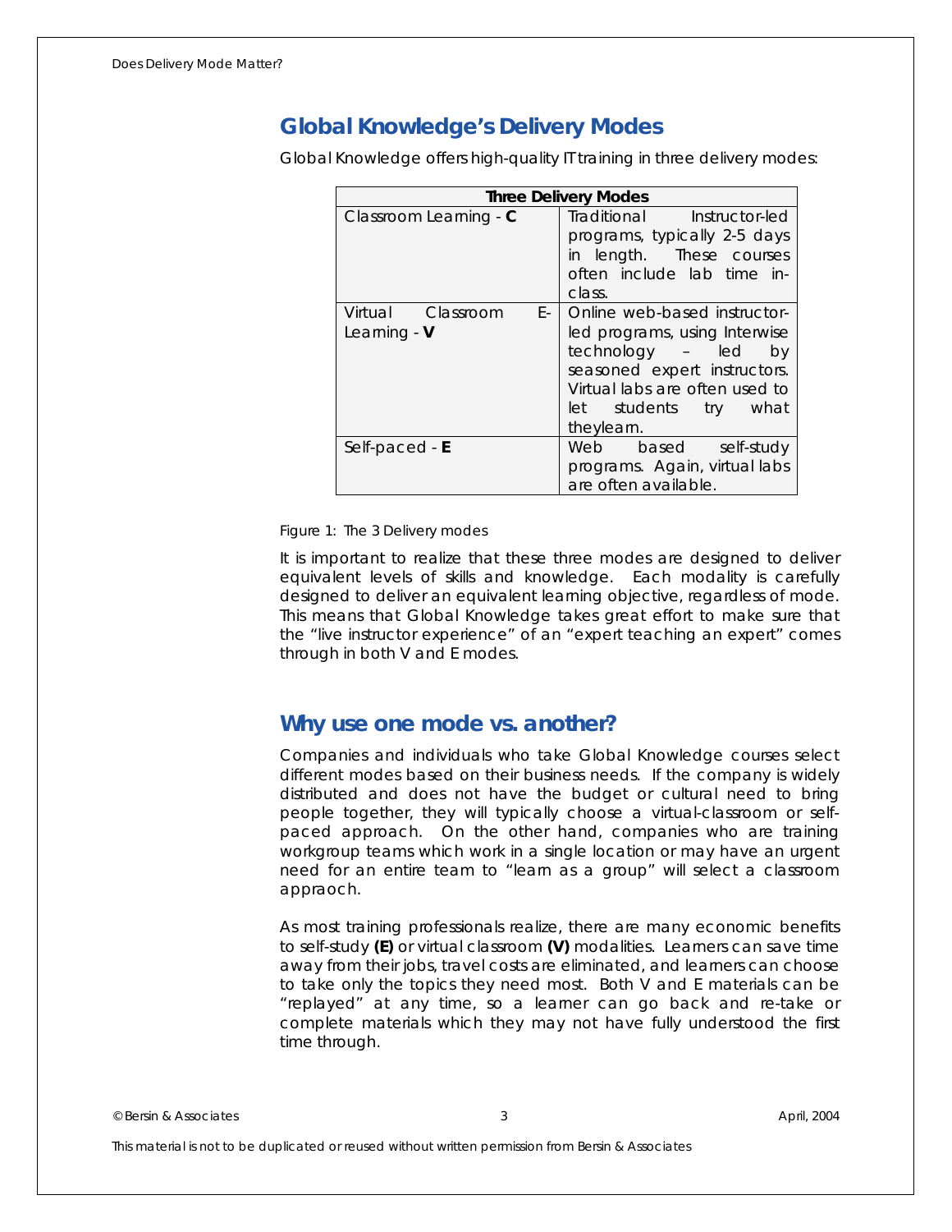## Global Knowledge's Delivery Modes

Global Knowledge offers high-quality IT training in three delivery modes:

| Three Delivery Modes | |
|---|---|
| Classroom Learning - **C** | Traditional Instructor-led programs, typically 2-5 days in length. These courses often include lab time in-class. |
| Virtual Classroom E-Learning - **V** | Online web-based instructor-led programs, using Interwise technology – led by seasoned expert instructors. Virtual labs are often used to let students try what theylearn. |
| Self-paced - **E** | Web based self-study programs. Again, virtual labs are often available. |

Figure 1: The 3 Delivery modes

It is important to realize that these three modes are designed to deliver equivalent levels of skills and knowledge. Each modality is carefully designed to deliver an equivalent learning objective, regardless of mode. This means that Global Knowledge takes great effort to make sure that the "live instructor experience" of an "expert teaching an expert" comes through in both V and E modes.

## Why use one mode vs. another?

Companies and individuals who take Global Knowledge courses select different modes based on their business needs. If the company is widely distributed and does not have the budget or cultural need to bring people together, they will typically choose a virtual-classroom or self-paced approach. On the other hand, companies who are training workgroup teams which work in a single location or may have an urgent need for an entire team to "learn as a group" will select a classroom appraoch.

As most training professionals realize, there are many economic benefits to self-study **(E)** or virtual classroom **(V)** modalities. Learners can save time away from their jobs, travel costs are eliminated, and learners can choose to take only the topics they need most. Both V and E materials can be "replayed" at any time, so a learner can go back and re-take or complete materials which they may not have fully understood the first time through.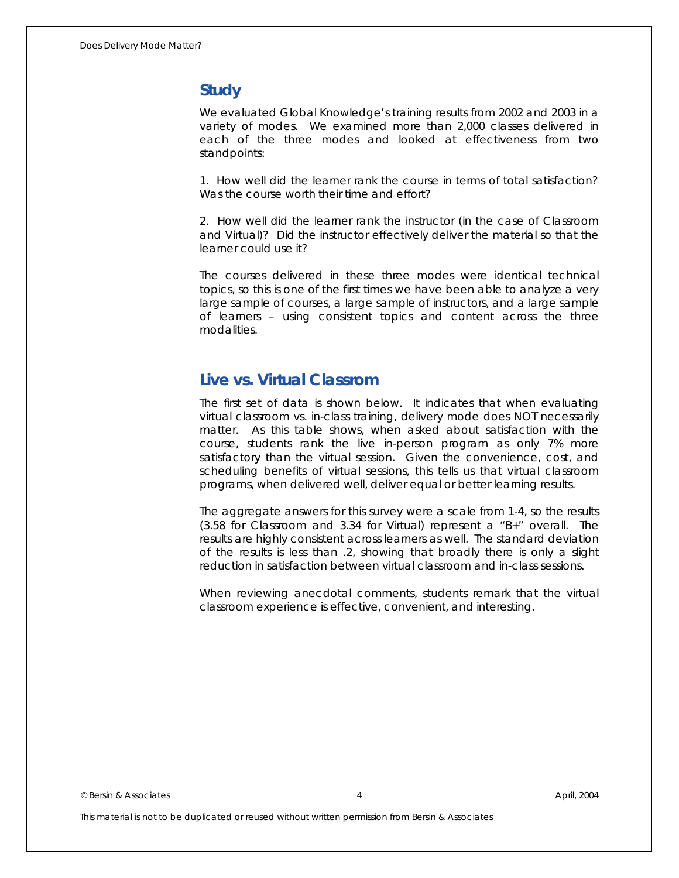## Study

We evaluated Global Knowledge's training results from 2002 and 2003 in a variety of modes. We examined more than 2,000 classes delivered in each of the three modes and looked at effectiveness from two standpoints:

1. How well did the learner rank the course in terms of total satisfaction? Was the course worth their time and effort?

2. How well did the learner rank the instructor (in the case of Classroom and Virtual)? Did the instructor effectively deliver the material so that the learner could use it?

The courses delivered in these three modes were identical technical topics, so this is one of the first times we have been able to analyze a very large sample of courses, a large sample of instructors, and a large sample of learners – using consistent topics and content across the three modalities.

## Live vs. Virtual Classrom

The first set of data is shown below. It indicates that when evaluating virtual classroom vs. in-class training, delivery mode does NOT necessarily matter. As this table shows, when asked about satisfaction with the course, students rank the live in-person program as only 7% more satisfactory than the virtual session. Given the convenience, cost, and scheduling benefits of virtual sessions, this tells us that virtual classroom programs, when delivered well, deliver equal or better learning results.

The aggregate answers for this survey were a scale from 1-4, so the results (3.58 for Classroom and 3.34 for Virtual) represent a "B+" overall. The results are highly consistent across learners as well. The standard deviation of the results is less than .2, showing that broadly there is only a slight reduction in satisfaction between virtual classroom and in-class sessions.

When reviewing anecdotal comments, students remark that the virtual classroom experience is effective, convenient, and interesting.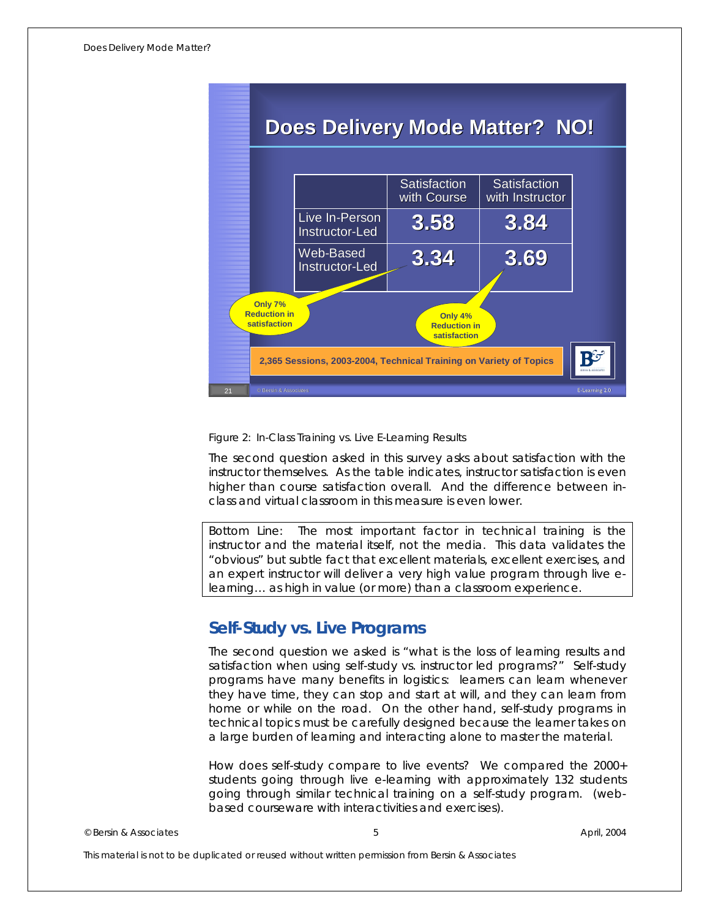## Does Delivery Mode Matter? NO!

| | Satisfaction with Course | Satisfaction with Instructor |
|---|---|---|
| Live In-Person Instructor-Led | 3.58 | 3.84 |
| Web-Based Instructor-Led | 3.34 | 3.69 |

Only 7% Reduction in satisfaction

Only 4% Reduction in satisfaction

2,365 Sessions, 2003-2004, Technical Training on Variety of Topics

Figure 2: In-Class Training vs. Live E-Learning Results

The second question asked in this survey asks about satisfaction with the instructor themselves. As the table indicates, instructor satisfaction is even higher than course satisfaction overall. And the difference between in-class and virtual classroom in this measure is even lower.

Bottom Line: The most important factor in technical training is the instructor and the material itself, not the media. This data validates the "obvious" but subtle fact that excellent materials, excellent exercises, and an expert instructor will deliver a very high value program through live e-learning… as high in value (or more) than a classroom experience.

## Self-Study vs. Live Programs

The second question we asked is "what is the loss of learning results and satisfaction when using self-study vs. instructor led programs?" Self-study programs have many benefits in logistics: learners can learn whenever they have time, they can stop and start at will, and they can learn from home or while on the road. On the other hand, self-study programs in technical topics must be carefully designed because the learner takes on a large burden of learning and interacting alone to master the material.

How does self-study compare to live events? We compared the 2000+ students going through live e-learning with approximately 132 students going through similar technical training on a self-study program. (web-based courseware with interactivities and exercises).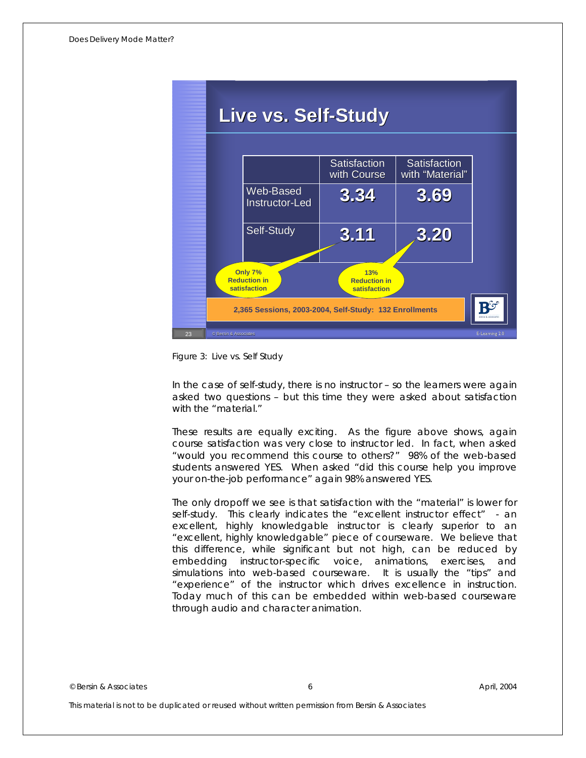## Live vs. Self-Study

| | Satisfaction with Course | Satisfaction with "Material" |
|---|---|---|
| Web-Based Instructor-Led | 3.34 | 3.69 |
| Self-Study | 3.11 | 3.20 |

Only 7% Reduction in satisfaction

13% Reduction in satisfaction

2,365 Sessions, 2003-2004, Self-Study: 132 Enrollments

Figure 3: Live vs. Self Study

In the case of self-study, there is no instructor – so the learners were again asked two questions – but this time they were asked about satisfaction with the "material."

These results are equally exciting. As the figure above shows, again course satisfaction was very close to instructor led. In fact, when asked "would you recommend this course to others?" 98% of the web-based students answered YES. When asked "did this course help you improve your on-the-job performance" again 98% answered YES.

The only dropoff we see is that satisfaction with the "material" is lower for self-study. This clearly indicates the "excellent instructor effect" - an excellent, highly knowledgable instructor is clearly superior to an "excellent, highly knowledgable" piece of courseware. We believe that this difference, while significant but not high, can be reduced by embedding instructor-specific voice, animations, exercises, and simulations into web-based courseware. It is usually the "tips" and "experience" of the instructor which drives excellence in instruction. Today much of this can be embedded within web-based courseware through audio and character animation.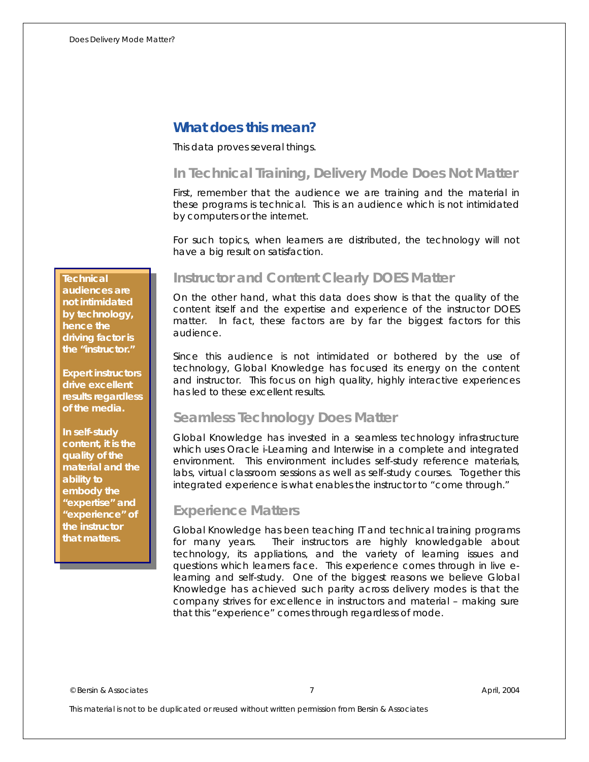## What does this mean?

This data proves several things.

### In Technical Training, Delivery Mode Does Not Matter

First, remember that the audience we are training and the material in these programs is technical. This is an audience which is not intimidated by computers or the internet.

For such topics, when learners are distributed, the technology will not have a big result on satisfaction.

> **Technical audiences are not intimidated by technology, hence the driving factor is the "instructor."**
>
> **Expert instructors drive excellent results regardless of the media.**
>
> **In self-study content, it is the quality of the material and the ability to embody the "expertise" and "experience" of the instructor that matters.**

### Instructor and Content Clearly DOES Matter

On the other hand, what this data does show is that the quality of the content itself and the expertise and experience of the instructor DOES matter. In fact, these factors are by far the biggest factors for this audience.

Since this audience is not intimidated or bothered by the use of technology, Global Knowledge has focused its energy on the content and instructor. This focus on high quality, highly interactive experiences has led to these excellent results.

### Seamless Technology Does Matter

Global Knowledge has invested in a seamless technology infrastructure which uses Oracle i-Learning and Interwise in a complete and integrated environment. This environment includes self-study reference materials, labs, virtual classroom sessions as well as self-study courses. Together this integrated experience is what enables the instructor to "come through."

### Experience Matters

Global Knowledge has been teaching IT and technical training programs for many years. Their instructors are highly knowledgable about technology, its appliations, and the variety of learning issues and questions which learners face. This experience comes through in live e-learning and self-study. One of the biggest reasons we believe Global Knowledge has achieved such parity across delivery modes is that the company strives for excellence in instructors and material – making sure that this "experience" comes through regardless of mode.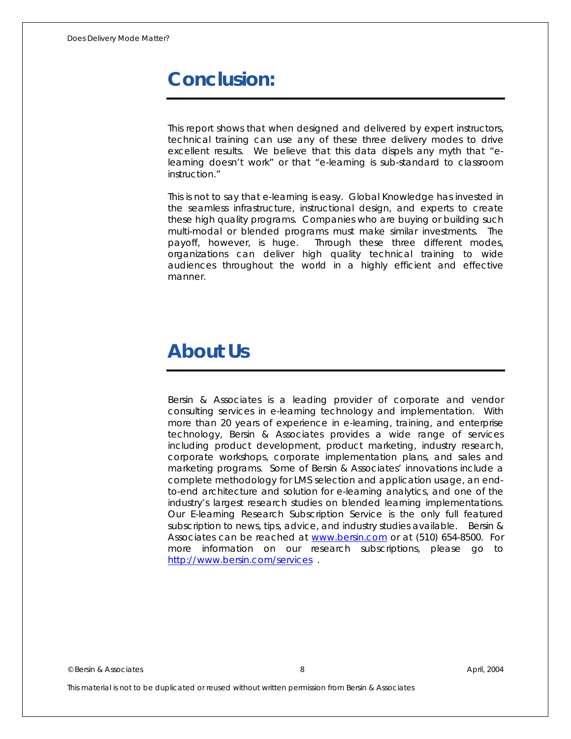# Conclusion:

This report shows that when designed and delivered by expert instructors, technical training can use any of these three delivery modes to drive excellent results. We believe that this data dispels any myth that "e-learning doesn't work" or that "e-learning is sub-standard to classroom instruction."

This is not to say that e-learning is easy. Global Knowledge has invested in the seamless infrastructure, instructional design, and experts to create these high quality programs. Companies who are buying or building such multi-modal or blended programs must make similar investments. The payoff, however, is huge. Through these three different modes, organizations can deliver high quality technical training to wide audiences throughout the world in a highly efficient and effective manner.

# About Us

Bersin & Associates is a leading provider of corporate and vendor consulting services in e-learning technology and implementation. With more than 20 years of experience in e-learning, training, and enterprise technology, Bersin & Associates provides a wide range of services including product development, product marketing, industry research, corporate workshops, corporate implementation plans, and sales and marketing programs. Some of Bersin & Associates' innovations include a complete methodology for LMS selection and application usage, an end-to-end architecture and solution for e-learning analytics, and one of the industry's largest research studies on blended learning implementations. Our E-learning Research Subscription Service is the only full featured subscription to news, tips, advice, and industry studies available. Bersin & Associates can be reached at [www.bersin.com](http://www.bersin.com) or at (510) 654-8500. For more information on our research subscriptions, please go to [http://www.bersin.com/services](http://www.bersin.com/services) .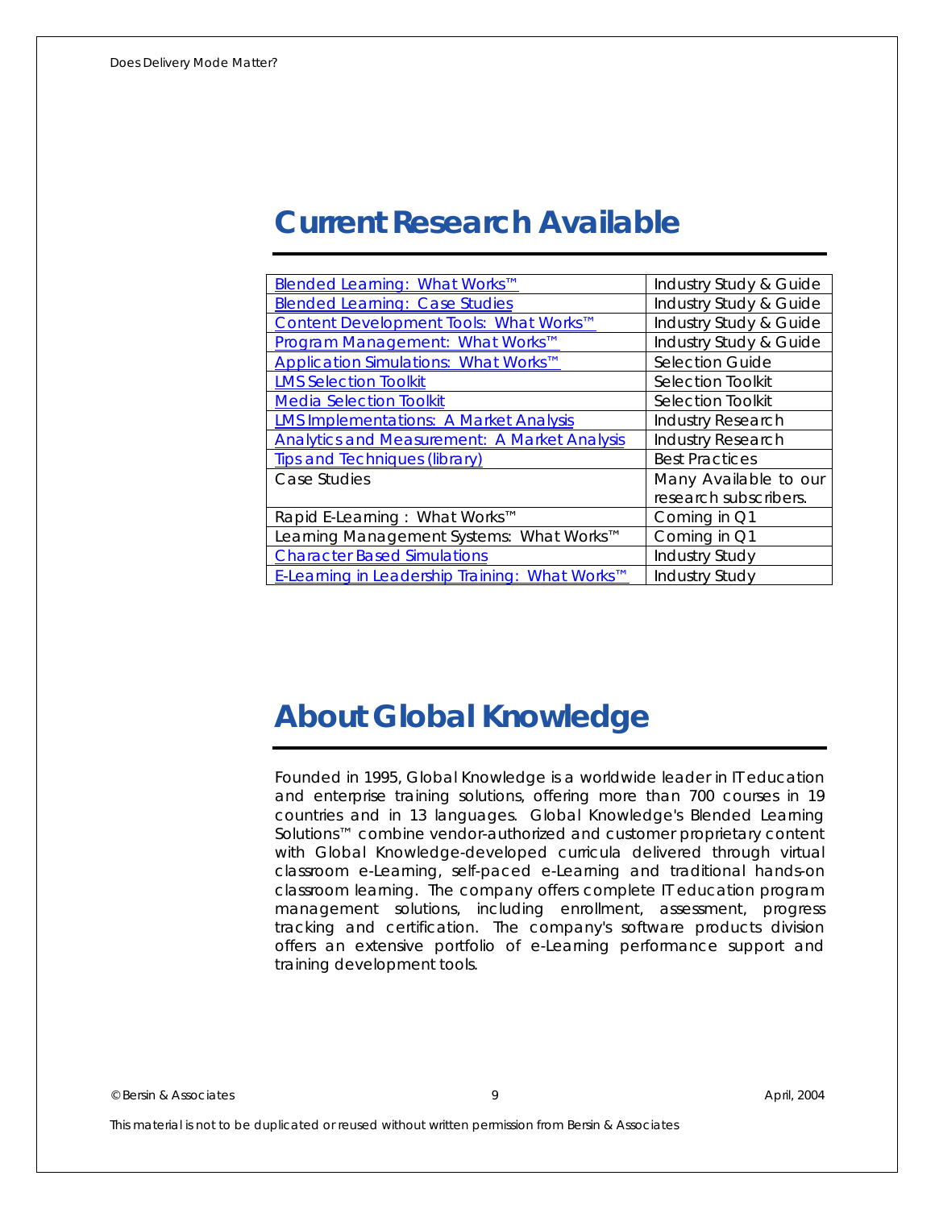# Current Research Available

| | |
|---|---|
| Blended Learning: What Works™ | Industry Study & Guide |
| Blended Learning: Case Studies | Industry Study & Guide |
| Content Development Tools: What Works™ | Industry Study & Guide |
| Program Management: What Works™ | Industry Study & Guide |
| Application Simulations: What Works™ | Selection Guide |
| LMS Selection Toolkit | Selection Toolkit |
| Media Selection Toolkit | Selection Toolkit |
| LMS Implementations: A Market Analysis | Industry Research |
| Analytics and Measurement: A Market Analysis | Industry Research |
| Tips and Techniques (library) | Best Practices |
| Case Studies | Many Available to our research subscribers. |
| Rapid E-Learning : What Works™ | Coming in Q1 |
| Learning Management Systems: What Works™ | Coming in Q1 |
| Character Based Simulations | Industry Study |
| E-Learning in Leadership Training: What Works™ | Industry Study |

# About Global Knowledge

Founded in 1995, Global Knowledge is a worldwide leader in IT education and enterprise training solutions, offering more than 700 courses in 19 countries and in 13 languages. Global Knowledge's Blended Learning Solutions™ combine vendor-authorized and customer proprietary content with Global Knowledge-developed curricula delivered through virtual classroom e-Learning, self-paced e-Learning and traditional hands-on classroom learning. The company offers complete IT education program management solutions, including enrollment, assessment, progress tracking and certification. The company's software products division offers an extensive portfolio of e-Learning performance support and training development tools.

This material is not to be duplicated or reused without written permission from Bersin & Associates